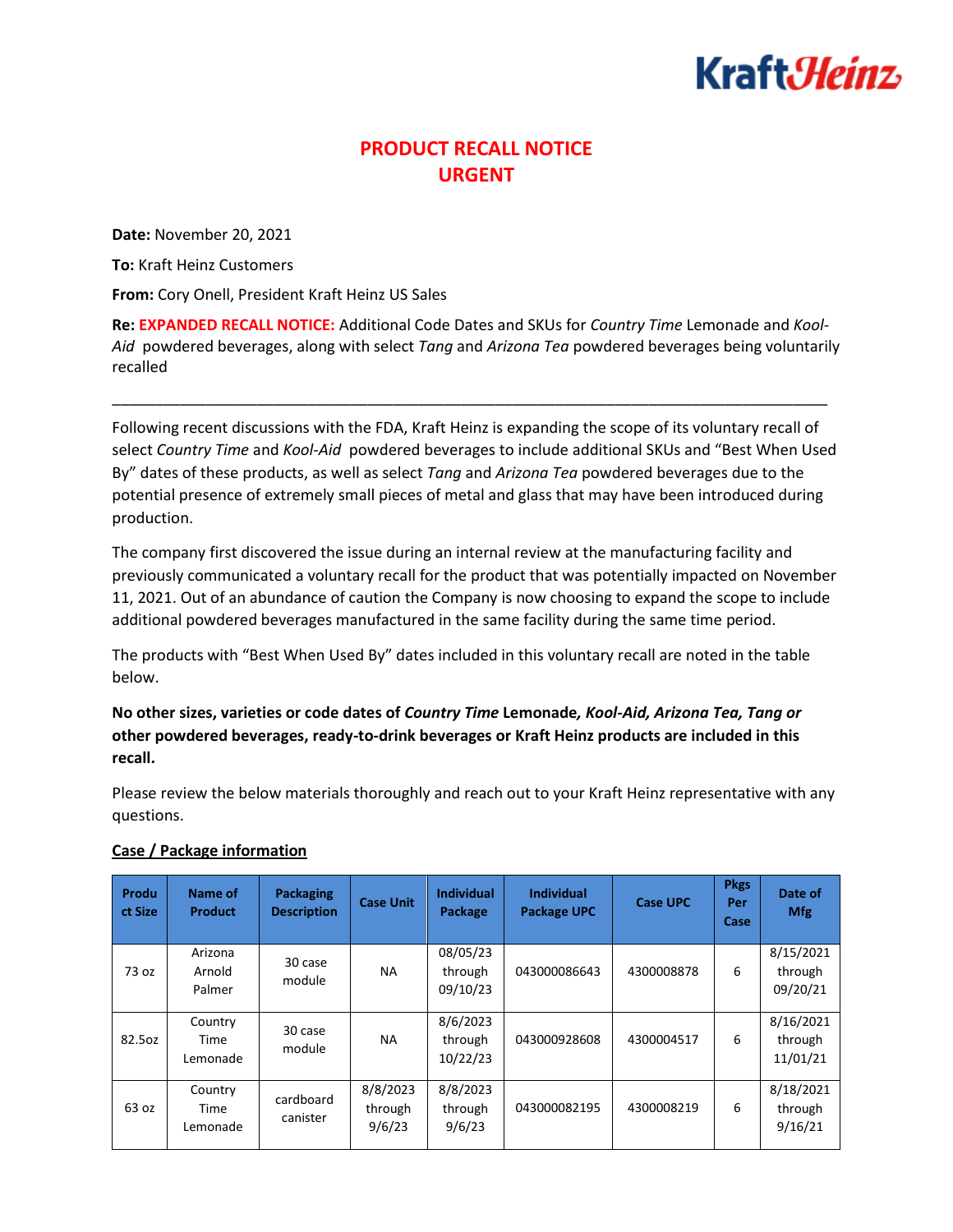KraftHeinz

# PRODUCT RECALL NOTICE
# URGENT

**Date:** November 20, 2021

**To:** Kraft Heinz Customers

**From:** Cory Onell, President Kraft Heinz US Sales

**Re:** **EXPANDED RECALL NOTICE:** Additional Code Dates and SKUs for *Country Time* Lemonade and *Kool-Aid* powdered beverages, along with select *Tang* and *Arizona Tea* powdered beverages being voluntarily recalled

---

Following recent discussions with the FDA, Kraft Heinz is expanding the scope of its voluntary recall of select *Country Time* and *Kool-Aid* powdered beverages to include additional SKUs and "Best When Used By" dates of these products, as well as select *Tang* and *Arizona Tea* powdered beverages due to the potential presence of extremely small pieces of metal and glass that may have been introduced during production.

The company first discovered the issue during an internal review at the manufacturing facility and previously communicated a voluntary recall for the product that was potentially impacted on November 11, 2021. Out of an abundance of caution the Company is now choosing to expand the scope to include additional powdered beverages manufactured in the same facility during the same time period.

The products with "Best When Used By" dates included in this voluntary recall are noted in the table below.

**No other sizes, varieties or code dates of *Country Time* Lemonade*, Kool-Aid, Arizona Tea, Tang or* other powdered beverages, ready-to-drink beverages or Kraft Heinz products are included in this recall.**

Please review the below materials thoroughly and reach out to your Kraft Heinz representative with any questions.

**Case / Package information**

| Product Size | Name of Product | Packaging Description | Case Unit | Individual Package | Individual Package UPC | Case UPC | Pkgs Per Case | Date of Mfg |
|---|---|---|---|---|---|---|---|---|
| 73 oz | Arizona Arnold Palmer | 30 case module | NA | 08/05/23 through 09/10/23 | 043000086643 | 4300008878 | 6 | 8/15/2021 through 09/20/21 |
| 82.5oz | Country Time Lemonade | 30 case module | NA | 8/6/2023 through 10/22/23 | 043000928608 | 4300004517 | 6 | 8/16/2021 through 11/01/21 |
| 63 oz | Country Time Lemonade | cardboard canister | 8/8/2023 through 9/6/23 | 8/8/2023 through 9/6/23 | 043000082195 | 4300008219 | 6 | 8/18/2021 through 9/16/21 |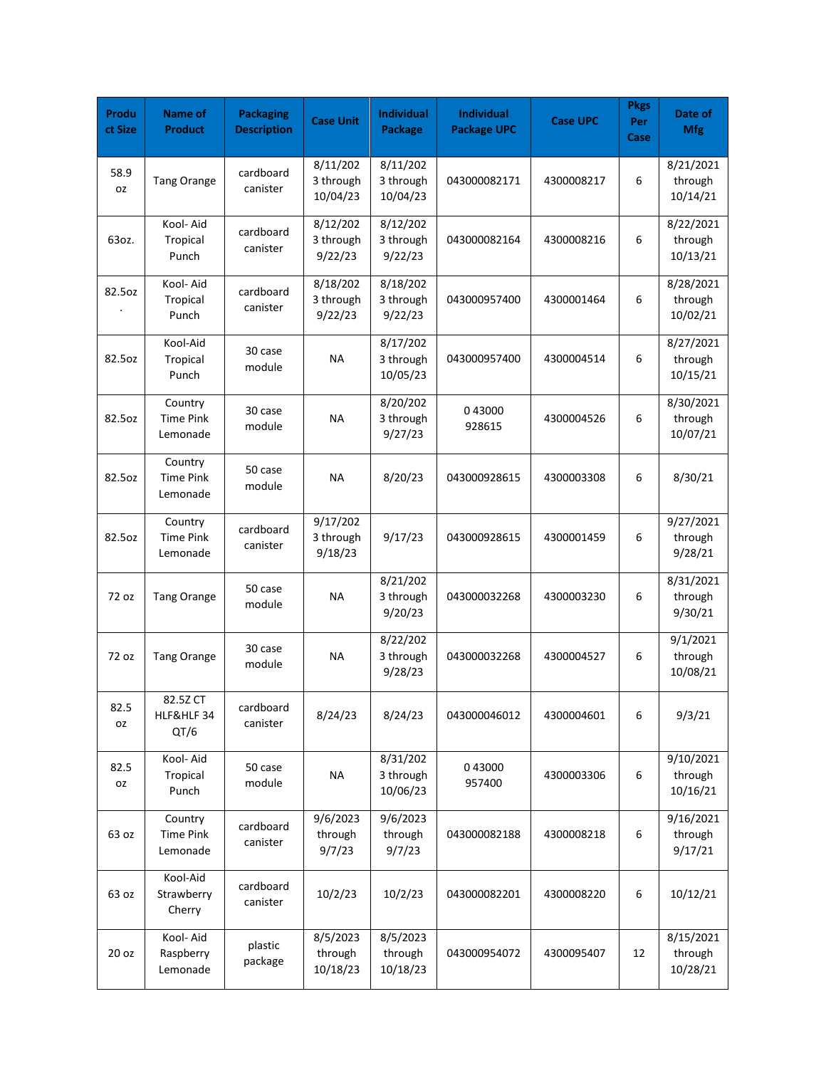| Product Size | Name of Product | Packaging Description | Case Unit | Individual Package | Individual Package UPC | Case UPC | Pkgs Per Case | Date of Mfg |
|---|---|---|---|---|---|---|---|---|
| 58.9 oz | Tang Orange | cardboard canister | 8/11/2023 through 10/04/23 | 8/11/2023 through 10/04/23 | 043000082171 | 4300008217 | 6 | 8/21/2021 through 10/14/21 |
| 63oz. | Kool- Aid Tropical Punch | cardboard canister | 8/12/2023 through 9/22/23 | 8/12/2023 through 9/22/23 | 043000082164 | 4300008216 | 6 | 8/22/2021 through 10/13/21 |
| 82.5oz. | Kool- Aid Tropical Punch | cardboard canister | 8/18/2023 through 9/22/23 | 8/18/2023 through 9/22/23 | 043000957400 | 4300001464 | 6 | 8/28/2021 through 10/02/21 |
| 82.5oz | Kool-Aid Tropical Punch | 30 case module | NA | 8/17/2023 through 10/05/23 | 043000957400 | 4300004514 | 6 | 8/27/2021 through 10/15/21 |
| 82.5oz | Country Time Pink Lemonade | 30 case module | NA | 8/20/2023 through 9/27/23 | 0 43000 928615 | 4300004526 | 6 | 8/30/2021 through 10/07/21 |
| 82.5oz | Country Time Pink Lemonade | 50 case module | NA | 8/20/23 | 043000928615 | 4300003308 | 6 | 8/30/21 |
| 82.5oz | Country Time Pink Lemonade | cardboard canister | 9/17/2023 through 9/18/23 | 9/17/23 | 043000928615 | 4300001459 | 6 | 9/27/2021 through 9/28/21 |
| 72 oz | Tang Orange | 50 case module | NA | 8/21/2023 through 9/20/23 | 043000032268 | 4300003230 | 6 | 8/31/2021 through 9/30/21 |
| 72 oz | Tang Orange | 30 case module | NA | 8/22/2023 through 9/28/23 | 043000032268 | 4300004527 | 6 | 9/1/2021 through 10/08/21 |
| 82.5 oz | 82.5Z CT HLF&HLF 34 QT/6 | cardboard canister | 8/24/23 | 8/24/23 | 043000046012 | 4300004601 | 6 | 9/3/21 |
| 82.5 oz | Kool- Aid Tropical Punch | 50 case module | NA | 8/31/2023 through 10/06/23 | 0 43000 957400 | 4300003306 | 6 | 9/10/2021 through 10/16/21 |
| 63 oz | Country Time Pink Lemonade | cardboard canister | 9/6/2023 through 9/7/23 | 9/6/2023 through 9/7/23 | 043000082188 | 4300008218 | 6 | 9/16/2021 through 9/17/21 |
| 63 oz | Kool-Aid Strawberry Cherry | cardboard canister | 10/2/23 | 10/2/23 | 043000082201 | 4300008220 | 6 | 10/12/21 |
| 20 oz | Kool- Aid Raspberry Lemonade | plastic package | 8/5/2023 through 10/18/23 | 8/5/2023 through 10/18/23 | 043000954072 | 4300095407 | 12 | 8/15/2021 through 10/28/21 |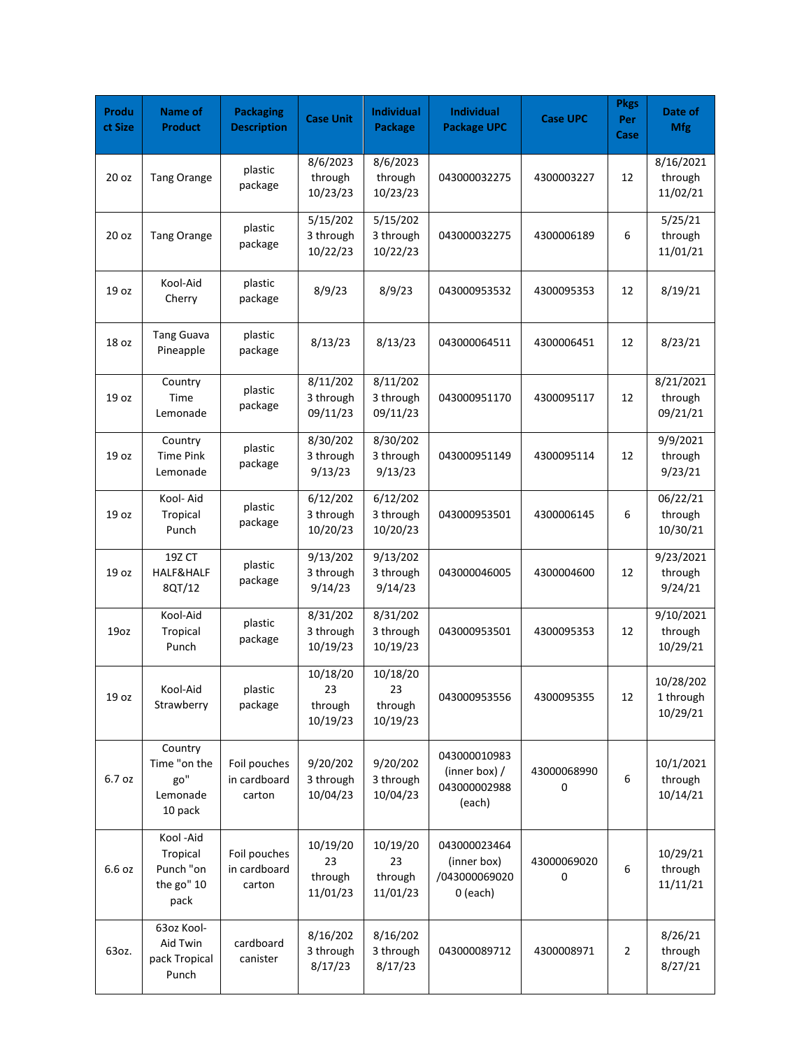| Product Size | Name of Product | Packaging Description | Case Unit | Individual Package | Individual Package UPC | Case UPC | Pkgs Per Case | Date of Mfg |
|---|---|---|---|---|---|---|---|---|
| 20 oz | Tang Orange | plastic package | 8/6/2023 through 10/23/23 | 8/6/2023 through 10/23/23 | 043000032275 | 4300003227 | 12 | 8/16/2021 through 11/02/21 |
| 20 oz | Tang Orange | plastic package | 5/15/2023 through 10/22/23 | 5/15/2023 through 10/22/23 | 043000032275 | 4300006189 | 6 | 5/25/21 through 11/01/21 |
| 19 oz | Kool-Aid Cherry | plastic package | 8/9/23 | 8/9/23 | 043000953532 | 4300095353 | 12 | 8/19/21 |
| 18 oz | Tang Guava Pineapple | plastic package | 8/13/23 | 8/13/23 | 043000064511 | 4300006451 | 12 | 8/23/21 |
| 19 oz | Country Time Lemonade | plastic package | 8/11/2023 through 09/11/23 | 8/11/2023 through 09/11/23 | 043000951170 | 4300095117 | 12 | 8/21/2021 through 09/21/21 |
| 19 oz | Country Time Pink Lemonade | plastic package | 8/30/2023 through 9/13/23 | 8/30/2023 through 9/13/23 | 043000951149 | 4300095114 | 12 | 9/9/2021 through 9/23/21 |
| 19 oz | Kool- Aid Tropical Punch | plastic package | 6/12/2023 through 10/20/23 | 6/12/2023 through 10/20/23 | 043000953501 | 4300006145 | 6 | 06/22/21 through 10/30/21 |
| 19 oz | 19Z CT HALF&HALF 8QT/12 | plastic package | 9/13/2023 through 9/14/23 | 9/13/2023 through 9/14/23 | 043000046005 | 4300004600 | 12 | 9/23/2021 through 9/24/21 |
| 19oz | Kool-Aid Tropical Punch | plastic package | 8/31/2023 through 10/19/23 | 8/31/2023 through 10/19/23 | 043000953501 | 4300095353 | 12 | 9/10/2021 through 10/29/21 |
| 19 oz | Kool-Aid Strawberry | plastic package | 10/18/2023 through 10/19/23 | 10/18/2023 through 10/19/23 | 043000953556 | 4300095355 | 12 | 10/28/2021 through 10/29/21 |
| 6.7 oz | Country Time "on the go" Lemonade 10 pack | Foil pouches in cardboard carton | 9/20/2023 through 10/04/23 | 9/20/2023 through 10/04/23 | 043000010983 (inner box) / 043000002988 (each) | 430000689900 | 6 | 10/1/2021 through 10/14/21 |
| 6.6 oz | Kool -Aid Tropical Punch "on the go" 10 pack | Foil pouches in cardboard carton | 10/19/2023 through 11/01/23 | 10/19/2023 through 11/01/23 | 043000023464 (inner box) /0430000690200 (each) | 430000690200 | 6 | 10/29/21 through 11/11/21 |
| 63oz. | 63oz Kool-Aid Twin pack Tropical Punch | cardboard canister | 8/16/2023 through 8/17/23 | 8/16/2023 through 8/17/23 | 043000089712 | 4300008971 | 2 | 8/26/21 through 8/27/21 |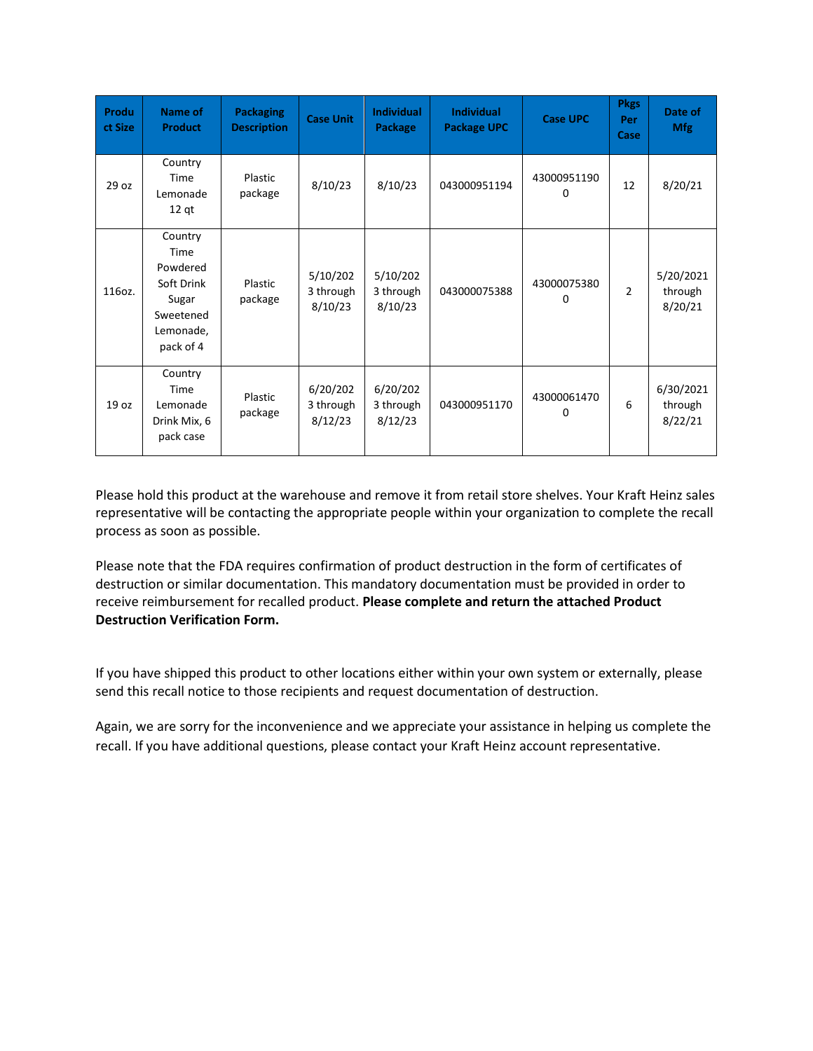| Product Size | Name of Product | Packaging Description | Case Unit | Individual Package | Individual Package UPC | Case UPC | Pkgs Per Case | Date of Mfg |
|---|---|---|---|---|---|---|---|---|
| 29 oz | Country Time Lemonade 12 qt | Plastic package | 8/10/23 | 8/10/23 | 043000951194 | 430009511900 | 12 | 8/20/21 |
| 116oz. | Country Time Powdered Soft Drink Sugar Sweetened Lemonade, pack of 4 | Plastic package | 5/10/2023 through 8/10/23 | 5/10/2023 through 8/10/23 | 043000075388 | 430000753800 | 2 | 5/20/2021 through 8/20/21 |
| 19 oz | Country Time Lemonade Drink Mix, 6 pack case | Plastic package | 6/20/2023 through 8/12/23 | 6/20/2023 through 8/12/23 | 043000951170 | 430000614700 | 6 | 6/30/2021 through 8/22/21 |

Please hold this product at the warehouse and remove it from retail store shelves. Your Kraft Heinz sales representative will be contacting the appropriate people within your organization to complete the recall process as soon as possible.

Please note that the FDA requires confirmation of product destruction in the form of certificates of destruction or similar documentation. This mandatory documentation must be provided in order to receive reimbursement for recalled product. **Please complete and return the attached Product Destruction Verification Form.**

If you have shipped this product to other locations either within your own system or externally, please send this recall notice to those recipients and request documentation of destruction.

Again, we are sorry for the inconvenience and we appreciate your assistance in helping us complete the recall. If you have additional questions, please contact your Kraft Heinz account representative.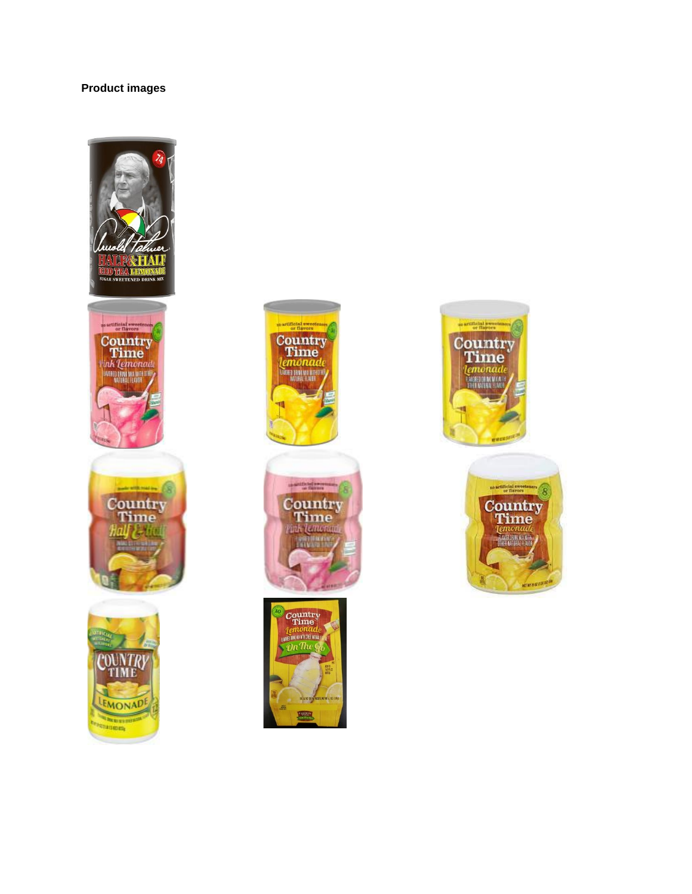**Product images**